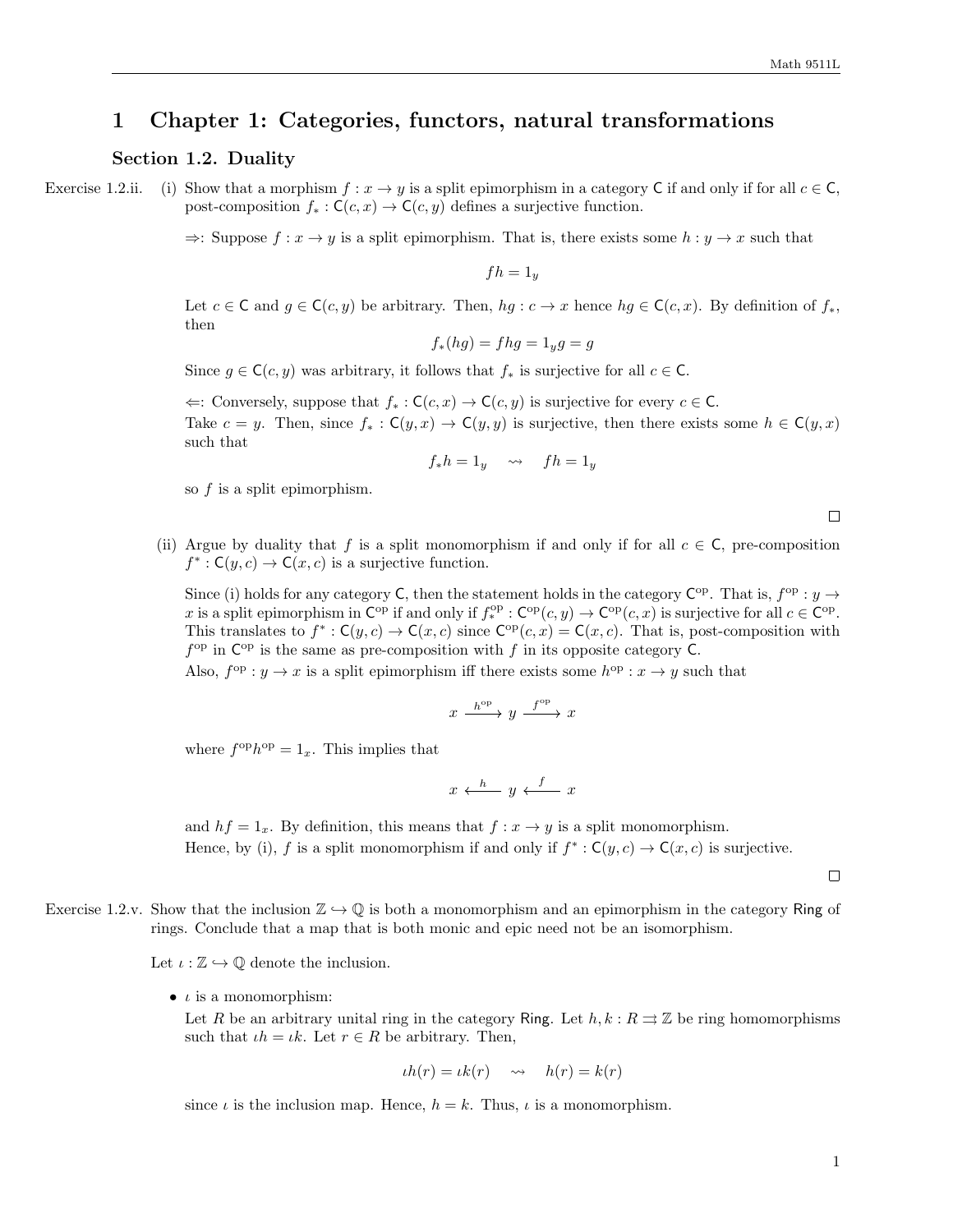# 1 Chapter 1: Categories, functors, natural transformations

## Section 1.2. Duality

**Exercise 1.2.ii.** (i) Show that a morphism $f : x \to y$ is a split epimorphism in a category $\mathsf{C}$ if and only if for all $c \in \mathsf{C}$, post-composition $f_* : \mathsf{C}(c, x) \to \mathsf{C}(c, y)$ defines a surjective function.

$\Rightarrow$: Suppose $f : x \to y$ is a split epimorphism. That is, there exists some $h : y \to x$ such that

$$fh = 1_y$$

Let $c \in \mathsf{C}$ and $g \in \mathsf{C}(c, y)$ be arbitrary. Then, $hg : c \to x$ hence $hg \in \mathsf{C}(c, x)$. By definition of $f_*$, then

$$f_*(hg) = fhg = 1_y g = g$$

Since $g \in \mathsf{C}(c, y)$ was arbitrary, it follows that $f_*$ is surjective for all $c \in \mathsf{C}$.

$\Leftarrow$: Conversely, suppose that $f_* : \mathsf{C}(c, x) \to \mathsf{C}(c, y)$ is surjective for every $c \in \mathsf{C}$.
Take $c = y$. Then, since $f_* : \mathsf{C}(y, x) \to \mathsf{C}(y, y)$ is surjective, then there exists some $h \in \mathsf{C}(y, x)$ such that

$$f_* h = 1_y \quad \rightsquigarrow \quad fh = 1_y$$

so $f$ is a split epimorphism.

$\square$

(ii) Argue by duality that $f$ is a split monomorphism if and only if for all $c \in \mathsf{C}$, pre-composition $f^* : \mathsf{C}(y, c) \to \mathsf{C}(x, c)$ is a surjective function.

Since (i) holds for any category $\mathsf{C}$, then the statement holds in the category $\mathsf{C}^{\text{op}}$. That is, $f^{\text{op}} : y \to x$ is a split epimorphism in $\mathsf{C}^{\text{op}}$ if and only if $f^{\text{op}}_* : \mathsf{C}^{\text{op}}(c, y) \to \mathsf{C}^{\text{op}}(c, x)$ is surjective for all $c \in \mathsf{C}^{\text{op}}$. This translates to $f^* : \mathsf{C}(y, c) \to \mathsf{C}(x, c)$ since $\mathsf{C}^{\text{op}}(c, x) = \mathsf{C}(x, c)$. That is, post-composition with $f^{\text{op}}$ in $\mathsf{C}^{\text{op}}$ is the same as pre-composition with $f$ in its opposite category $\mathsf{C}$.
Also, $f^{\text{op}} : y \to x$ is a split epimorphism iff there exists some $h^{\text{op}} : x \to y$ such that

$$x \xrightarrow{h^{\text{op}}} y \xrightarrow{f^{\text{op}}} x$$

where $f^{\text{op}} h^{\text{op}} = 1_x$. This implies that

$$x \xleftarrow{h} y \xleftarrow{f} x$$

and $hf = 1_x$. By definition, this means that $f : x \to y$ is a split monomorphism.
Hence, by (i), $f$ is a split monomorphism if and only if $f^* : \mathsf{C}(y, c) \to \mathsf{C}(x, c)$ is surjective.

$\square$

**Exercise 1.2.v.** Show that the inclusion $\mathbb{Z} \hookrightarrow \mathbb{Q}$ is both a monomorphism and an epimorphism in the category $\mathsf{Ring}$ of rings. Conclude that a map that is both monic and epic need not be an isomorphism.

Let $\iota : \mathbb{Z} \hookrightarrow \mathbb{Q}$ denote the inclusion.

- $\iota$ is a monomorphism:
  Let $R$ be an arbitrary unital ring in the category $\mathsf{Ring}$. Let $h, k : R \rightrightarrows \mathbb{Z}$ be ring homomorphisms such that $\iota h = \iota k$. Let $r \in R$ be arbitrary. Then,

  $$\iota h(r) = \iota k(r) \quad \rightsquigarrow \quad h(r) = k(r)$$

  since $\iota$ is the inclusion map. Hence, $h = k$. Thus, $\iota$ is a monomorphism.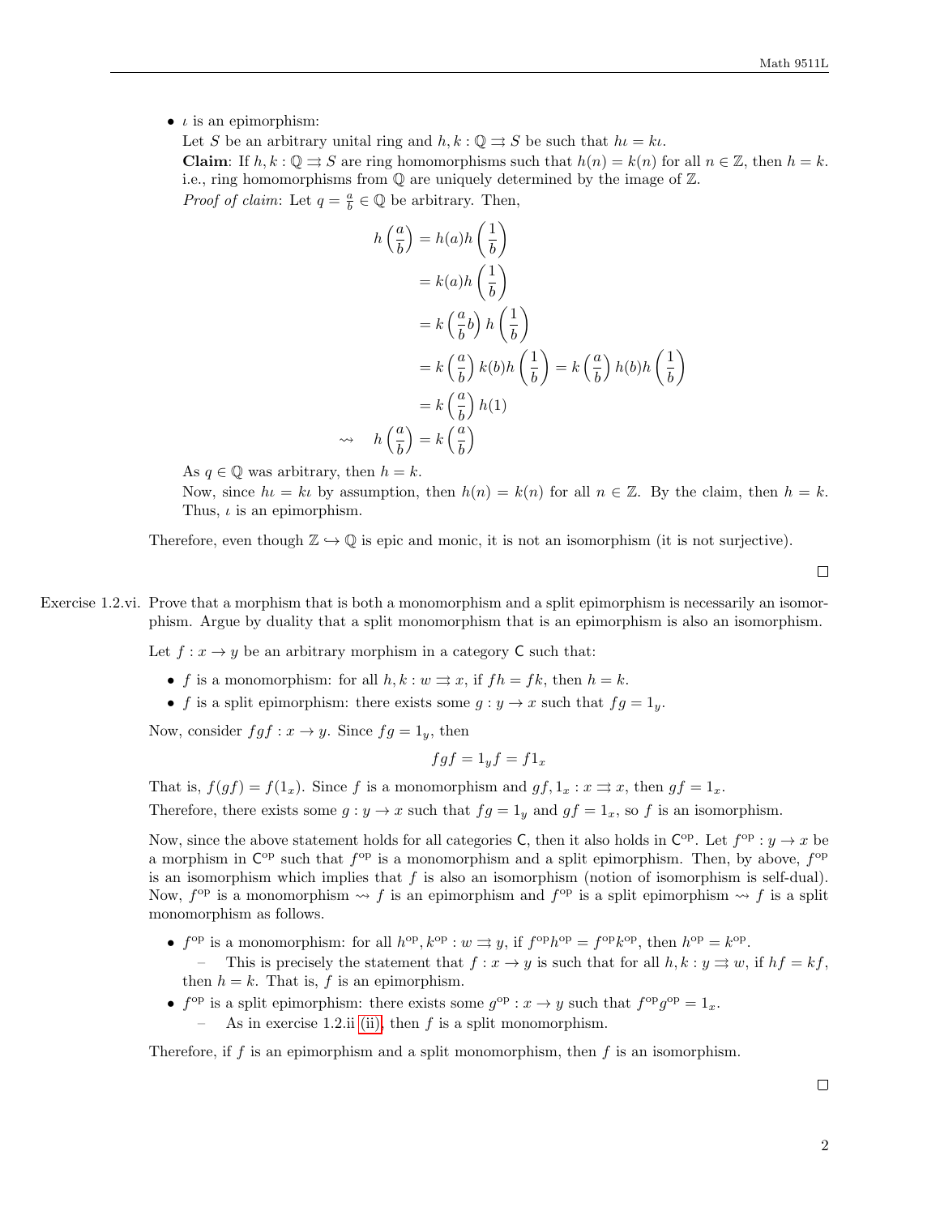- $\iota$ is an epimorphism:
  Let $S$ be an arbitrary unital ring and $h, k : \mathbb{Q} \rightrightarrows S$ be such that $h\iota = k\iota$.
  **Claim**: If $h, k : \mathbb{Q} \rightrightarrows S$ are ring homomorphisms such that $h(n) = k(n)$ for all $n \in \mathbb{Z}$, then $h = k$. i.e., ring homomorphisms from $\mathbb{Q}$ are uniquely determined by the image of $\mathbb{Z}$.
  *Proof of claim*: Let $q = \frac{a}{b} \in \mathbb{Q}$ be arbitrary. Then,

$$
\begin{aligned}
h\left(\frac{a}{b}\right) &= h(a)h\left(\frac{1}{b}\right) \\
&= k(a)h\left(\frac{1}{b}\right) \\
&= k\left(\frac{a}{b}b\right)h\left(\frac{1}{b}\right) \\
&= k\left(\frac{a}{b}\right)k(b)h\left(\frac{1}{b}\right) = k\left(\frac{a}{b}\right)h(b)h\left(\frac{1}{b}\right) \\
&= k\left(\frac{a}{b}\right)h(1) \\
\rightsquigarrow \quad h\left(\frac{a}{b}\right) &= k\left(\frac{a}{b}\right)
\end{aligned}
$$

  As $q \in \mathbb{Q}$ was arbitrary, then $h = k$.
  Now, since $h\iota = k\iota$ by assumption, then $h(n) = k(n)$ for all $n \in \mathbb{Z}$. By the claim, then $h = k$. Thus, $\iota$ is an epimorphism.

Therefore, even though $\mathbb{Z} \hookrightarrow \mathbb{Q}$ is epic and monic, it is not an isomorphism (it is not surjective).

□

**Exercise 1.2.vi.** Prove that a morphism that is both a monomorphism and a split epimorphism is necessarily an isomorphism. Argue by duality that a split monomorphism that is an epimorphism is also an isomorphism.

Let $f : x \to y$ be an arbitrary morphism in a category $\mathsf{C}$ such that:

- $f$ is a monomorphism: for all $h, k : w \rightrightarrows x$, if $fh = fk$, then $h = k$.
- $f$ is a split epimorphism: there exists some $g : y \to x$ such that $fg = 1_y$.

Now, consider $fgf : x \to y$. Since $fg = 1_y$, then

$$fgf = 1_y f = f 1_x$$

That is, $f(gf) = f(1_x)$. Since $f$ is a monomorphism and $gf, 1_x : x \rightrightarrows x$, then $gf = 1_x$.
Therefore, there exists some $g : y \to x$ such that $fg = 1_y$ and $gf = 1_x$, so $f$ is an isomorphism.

Now, since the above statement holds for all categories $\mathsf{C}$, then it also holds in $\mathsf{C}^{\text{op}}$. Let $f^{\text{op}} : y \to x$ be a morphism in $\mathsf{C}^{\text{op}}$ such that $f^{\text{op}}$ is a monomorphism and a split epimorphism. Then, by above, $f^{\text{op}}$ is an isomorphism which implies that $f$ is also an isomorphism (notion of isomorphism is self-dual). Now, $f^{\text{op}}$ is a monomorphism $\rightsquigarrow$ $f$ is an epimorphism and $f^{\text{op}}$ is a split epimorphism $\rightsquigarrow$ $f$ is a split monomorphism as follows.

- $f^{\text{op}}$ is a monomorphism: for all $h^{\text{op}}, k^{\text{op}} : w \rightrightarrows y$, if $f^{\text{op}}h^{\text{op}} = f^{\text{op}}k^{\text{op}}$, then $h^{\text{op}} = k^{\text{op}}$.
  - This is precisely the statement that $f : x \to y$ is such that for all $h, k : y \rightrightarrows w$, if $hf = kf$, then $h = k$. That is, $f$ is an epimorphism.
- $f^{\text{op}}$ is a split epimorphism: there exists some $g^{\text{op}} : x \to y$ such that $f^{\text{op}}g^{\text{op}} = 1_x$.
  - As in exercise 1.2.ii (ii), then $f$ is a split monomorphism.

Therefore, if $f$ is an epimorphism and a split monomorphism, then $f$ is an isomorphism.

□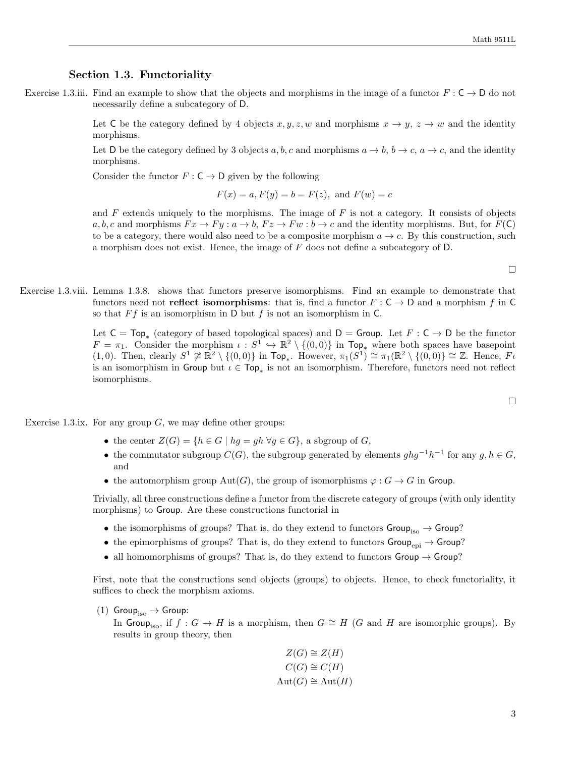### Section 1.3. Functoriality

Exercise 1.3.iii. Find an example to show that the objects and morphisms in the image of a functor $F : \mathsf{C} \to \mathsf{D}$ do not necessarily define a subcategory of $\mathsf{D}$.

Let $\mathsf{C}$ be the category defined by 4 objects $x, y, z, w$ and morphisms $x \to y$, $z \to w$ and the identity morphisms.

Let $\mathsf{D}$ be the category defined by 3 objects $a, b, c$ and morphisms $a \to b$, $b \to c$, $a \to c$, and the identity morphisms.

Consider the functor $F : \mathsf{C} \to \mathsf{D}$ given by the following

$$F(x) = a, F(y) = b = F(z), \text{ and } F(w) = c$$

and $F$ extends uniquely to the morphisms. The image of $F$ is not a category. It consists of objects $a, b, c$ and morphisms $Fx \to Fy : a \to b$, $Fz \to Fw : b \to c$ and the identity morphisms. But, for $F(\mathsf{C})$ to be a category, there would also need to be a composite morphism $a \to c$. By this construction, such a morphism does not exist. Hence, the image of $F$ does not define a subcategory of $\mathsf{D}$.

□

Exercise 1.3.viii. Lemma 1.3.8. shows that functors preserve isomorphisms. Find an example to demonstrate that functors need not **reflect isomorphisms**: that is, find a functor $F : \mathsf{C} \to \mathsf{D}$ and a morphism $f$ in $\mathsf{C}$ so that $Ff$ is an isomorphism in $\mathsf{D}$ but $f$ is not an isomorphism in $\mathsf{C}$.

Let $\mathsf{C} = \mathsf{Top}_*$ (category of based topological spaces) and $\mathsf{D} = \mathsf{Group}$. Let $F : \mathsf{C} \to \mathsf{D}$ be the functor $F = \pi_1$. Consider the morphism $\iota : S^1 \hookrightarrow \mathbb{R}^2 \setminus \{(0,0)\}$ in $\mathsf{Top}_*$ where both spaces have basepoint $(1, 0)$. Then, clearly $S^1 \not\cong \mathbb{R}^2 \setminus \{(0,0)\}$ in $\mathsf{Top}_*$. However, $\pi_1(S^1) \cong \pi_1(\mathbb{R}^2 \setminus \{(0,0)\} \cong \mathbb{Z}$. Hence, $F\iota$ is an isomorphism in $\mathsf{Group}$ but $\iota \in \mathsf{Top}_*$ is not an isomorphism. Therefore, functors need not reflect isomorphisms.

□

Exercise 1.3.ix. For any group $G$, we may define other groups:

- the center $Z(G) = \{h \in G \mid hg = gh \ \forall g \in G\}$, a sbgroup of $G$,
- the commutator subgroup $C(G)$, the subgroup generated by elements $ghg^{-1}h^{-1}$ for any $g, h \in G$, and
- the automorphism group $\mathrm{Aut}(G)$, the group of isomorphisms $\varphi : G \to G$ in $\mathsf{Group}$.

Trivially, all three constructions define a functor from the discrete category of groups (with only identity morphisms) to $\mathsf{Group}$. Are these constructions functorial in

- the isomorphisms of groups? That is, do they extend to functors $\mathsf{Group}_{\mathrm{iso}} \to \mathsf{Group}$?
- the epimorphisms of groups? That is, do they extend to functors $\mathsf{Group}_{\mathrm{epi}} \to \mathsf{Group}$?
- all homomorphisms of groups? That is, do they extend to functors $\mathsf{Group} \to \mathsf{Group}$?

First, note that the constructions send objects (groups) to objects. Hence, to check functoriality, it suffices to check the morphism axioms.

(1) $\mathsf{Group}_{\mathrm{iso}} \to \mathsf{Group}$:
In $\mathsf{Group}_{\mathrm{iso}}$, if $f : G \to H$ is a morphism, then $G \cong H$ ($G$ and $H$ are isomorphic groups). By results in group theory, then

$$Z(G) \cong Z(H)$$
$$C(G) \cong C(H)$$
$$\mathrm{Aut}(G) \cong \mathrm{Aut}(H)$$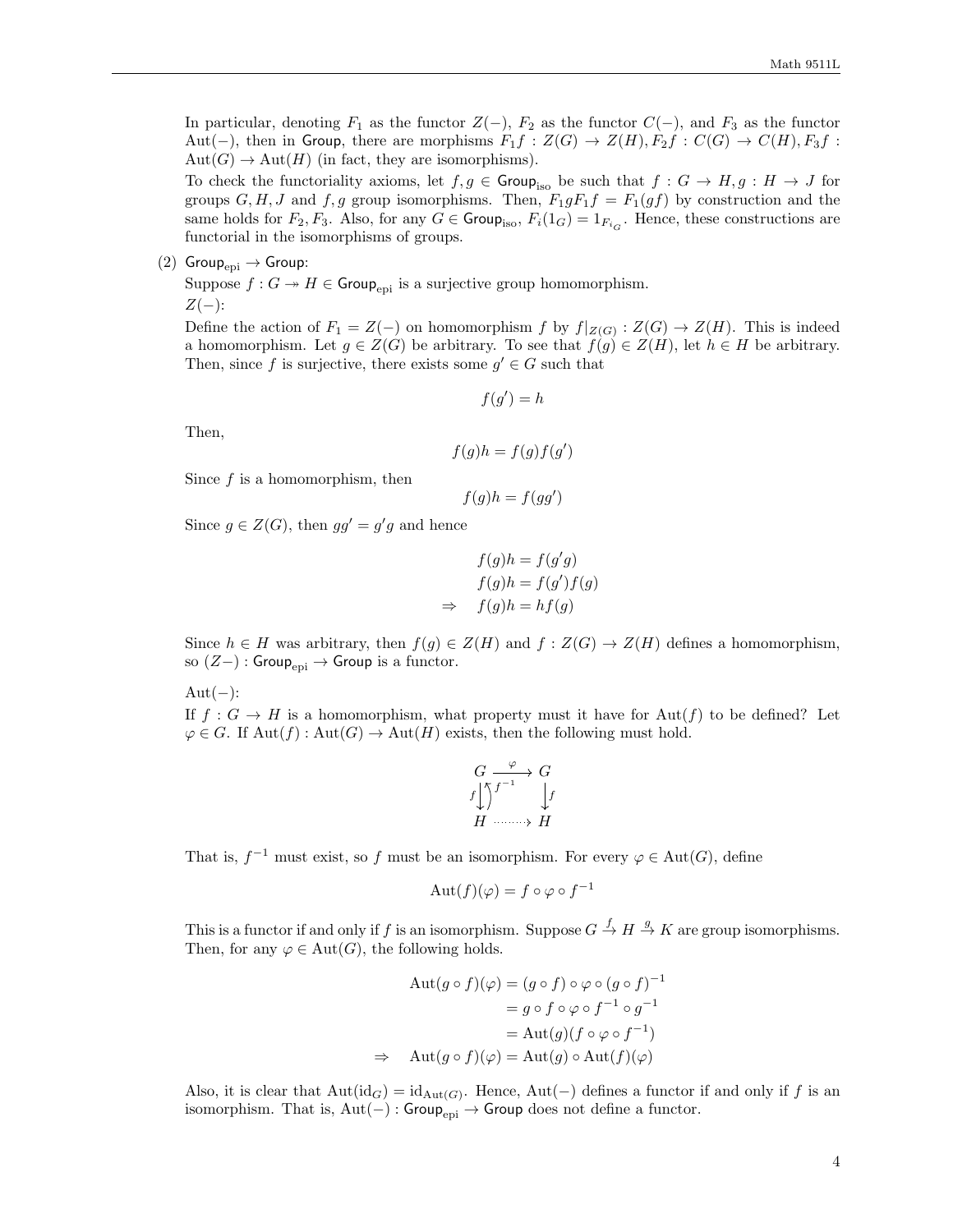In particular, denoting $F_1$ as the functor $Z(-)$, $F_2$ as the functor $C(-)$, and $F_3$ as the functor $\mathrm{Aut}(-)$, then in $\mathsf{Group}$, there are morphisms $F_1 f : Z(G) \to Z(H), F_2 f : C(G) \to C(H), F_3 f : \mathrm{Aut}(G) \to \mathrm{Aut}(H)$ (in fact, they are isomorphisms).

To check the functoriality axioms, let $f, g \in \mathsf{Group}_{\mathrm{iso}}$ be such that $f : G \to H, g : H \to J$ for groups $G, H, J$ and $f, g$ group isomorphisms. Then, $F_1 g F_1 f = F_1(gf)$ by construction and the same holds for $F_2, F_3$. Also, for any $G \in \mathsf{Group}_{\mathrm{iso}}$, $F_i(1_G) = 1_{F_{i_G}}$. Hence, these constructions are functorial in the isomorphisms of groups.

(2) $\mathsf{Group}_{\mathrm{epi}} \to \mathsf{Group}$:

Suppose $f : G \twoheadrightarrow H \in \mathsf{Group}_{\mathrm{epi}}$ is a surjective group homomorphism.

$Z(-)$:

Define the action of $F_1 = Z(-)$ on homomorphism $f$ by $f|_{Z(G)} : Z(G) \to Z(H)$. This is indeed a homomorphism. Let $g \in Z(G)$ be arbitrary. To see that $f(g) \in Z(H)$, let $h \in H$ be arbitrary. Then, since $f$ is surjective, there exists some $g' \in G$ such that

$$f(g') = h$$

Then,

$$f(g)h = f(g)f(g')$$

Since $f$ is a homomorphism, then

$$f(g)h = f(gg')$$

Since $g \in Z(G)$, then $gg' = g'g$ and hence

$$\begin{aligned} & f(g)h = f(g'g) \\ & f(g)h = f(g')f(g) \\ \Rightarrow \quad & f(g)h = hf(g) \end{aligned}$$

Since $h \in H$ was arbitrary, then $f(g) \in Z(H)$ and $f : Z(G) \to Z(H)$ defines a homomorphism, so $(Z-) : \mathsf{Group}_{\mathrm{epi}} \to \mathsf{Group}$ is a functor.

$\mathrm{Aut}(-)$:

If $f : G \to H$ is a homomorphism, what property must it have for $\mathrm{Aut}(f)$ to be defined? Let $\varphi \in G$. If $\mathrm{Aut}(f) : \mathrm{Aut}(G) \to \mathrm{Aut}(H)$ exists, then the following must hold.

$$\begin{array}{ccc} G & \xrightarrow{\varphi} & G \\ f \big\downarrow \big\uparrow f^{-1} & & \big\downarrow f \\ H & \dashrightarrow & H \end{array}$$

That is, $f^{-1}$ must exist, so $f$ must be an isomorphism. For every $\varphi \in \mathrm{Aut}(G)$, define

$$\mathrm{Aut}(f)(\varphi) = f \circ \varphi \circ f^{-1}$$

This is a functor if and only if $f$ is an isomorphism. Suppose $G \xrightarrow{f} H \xrightarrow{g} K$ are group isomorphisms. Then, for any $\varphi \in \mathrm{Aut}(G)$, the following holds.

$$\begin{aligned} \mathrm{Aut}(g \circ f)(\varphi) &= (g \circ f) \circ \varphi \circ (g \circ f)^{-1} \\ &= g \circ f \circ \varphi \circ f^{-1} \circ g^{-1} \\ &= \mathrm{Aut}(g)(f \circ \varphi \circ f^{-1}) \\ \Rightarrow \quad \mathrm{Aut}(g \circ f)(\varphi) &= \mathrm{Aut}(g) \circ \mathrm{Aut}(f)(\varphi) \end{aligned}$$

Also, it is clear that $\mathrm{Aut}(\mathrm{id}_G) = \mathrm{id}_{\mathrm{Aut}(G)}$. Hence, $\mathrm{Aut}(-)$ defines a functor if and only if $f$ is an isomorphism. That is, $\mathrm{Aut}(-) : \mathsf{Group}_{\mathrm{epi}} \to \mathsf{Group}$ does not define a functor.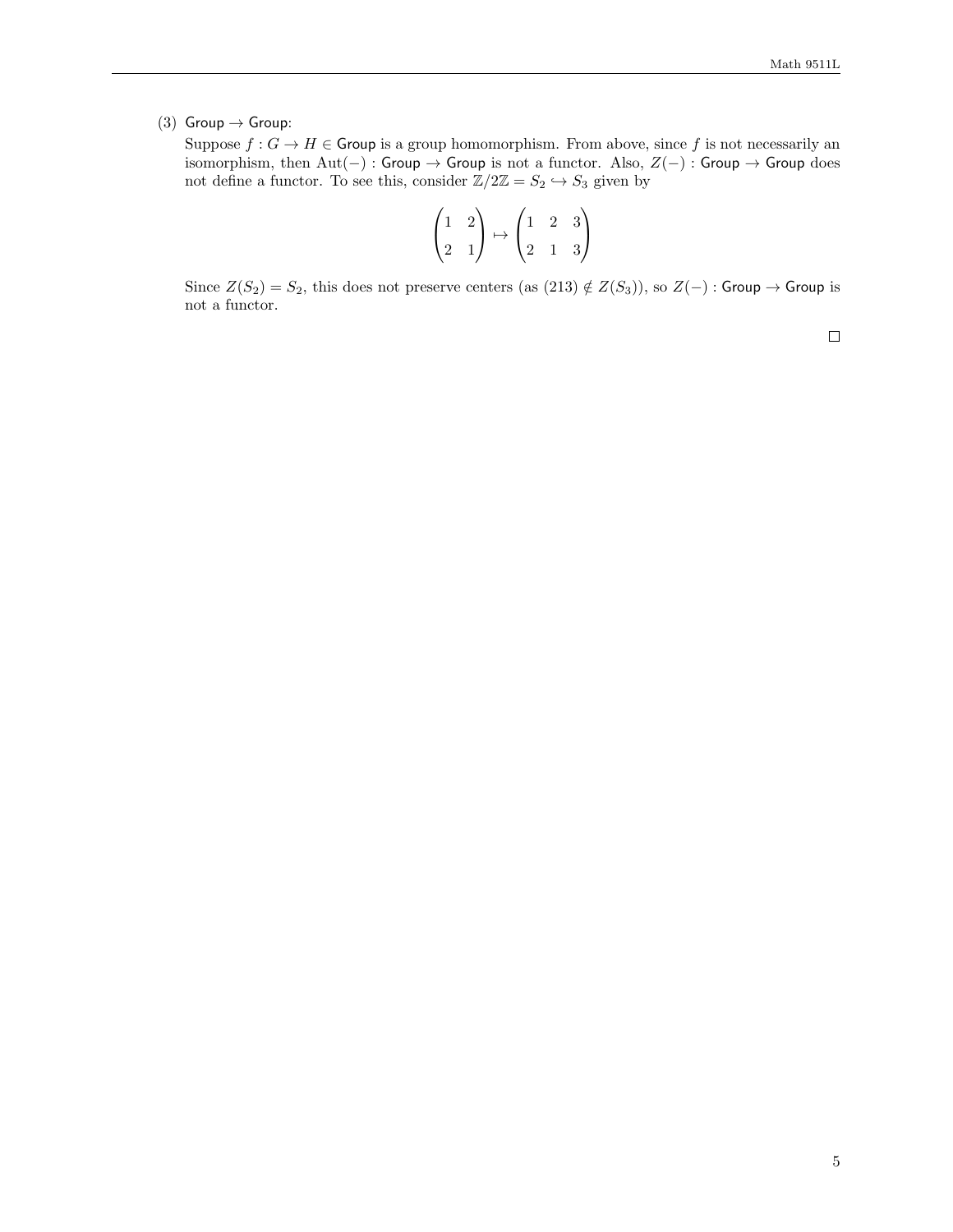(3) $\mathsf{Group} \to \mathsf{Group}$:

Suppose $f : G \to H \in \mathsf{Group}$ is a group homomorphism. From above, since $f$ is not necessarily an isomorphism, then $\text{Aut}(-) : \mathsf{Group} \to \mathsf{Group}$ is not a functor. Also, $Z(-) : \mathsf{Group} \to \mathsf{Group}$ does not define a functor. To see this, consider $\mathbb{Z}/2\mathbb{Z} = S_2 \hookrightarrow S_3$ given by

$$\begin{pmatrix} 1 & 2 \\ 2 & 1 \end{pmatrix} \mapsto \begin{pmatrix} 1 & 2 & 3 \\ 2 & 1 & 3 \end{pmatrix}$$

Since $Z(S_2) = S_2$, this does not preserve centers (as $(213) \notin Z(S_3)$), so $Z(-) : \mathsf{Group} \to \mathsf{Group}$ is not a functor.

$\square$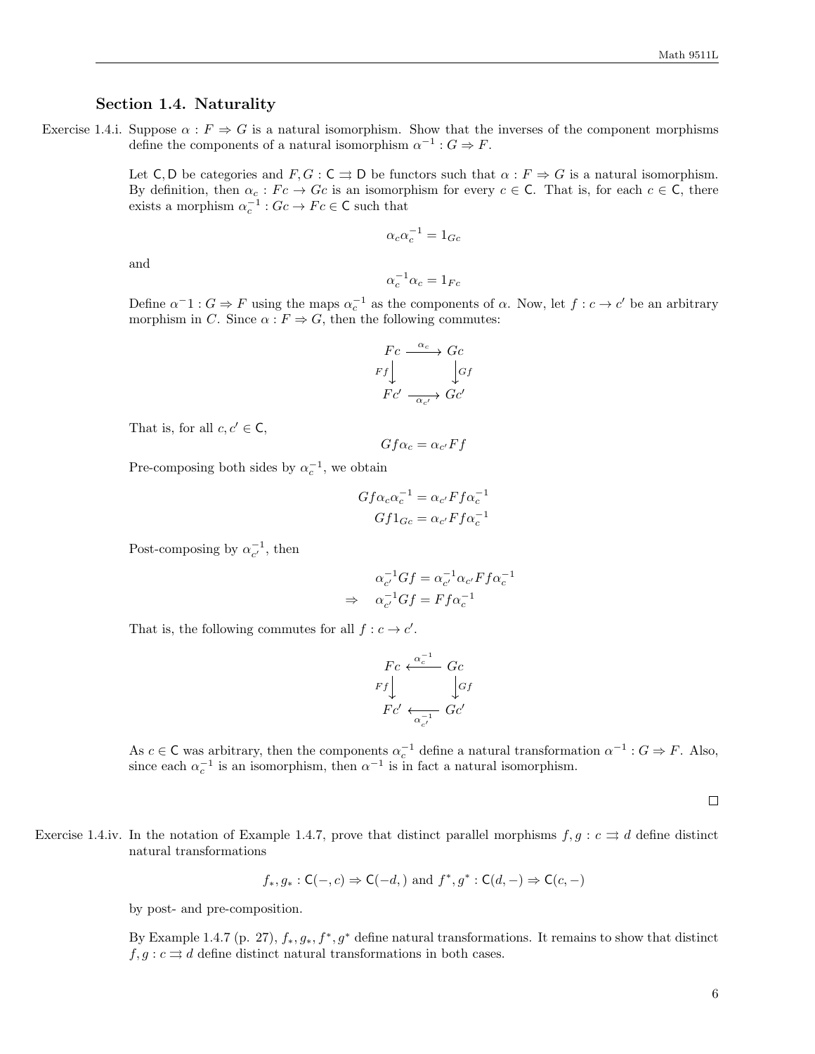## Section 1.4. Naturality

Exercise 1.4.i. Suppose $\alpha : F \Rightarrow G$ is a natural isomorphism. Show that the inverses of the component morphisms define the components of a natural isomorphism $\alpha^{-1} : G \Rightarrow F$.

Let $\mathsf{C}, \mathsf{D}$ be categories and $F, G : \mathsf{C} \rightrightarrows \mathsf{D}$ be functors such that $\alpha : F \Rightarrow G$ is a natural isomorphism. By definition, then $\alpha_c : Fc \to Gc$ is an isomorphism for every $c \in \mathsf{C}$. That is, for each $c \in \mathsf{C}$, there exists a morphism $\alpha_c^{-1} : Gc \to Fc \in \mathsf{C}$ such that

$$\alpha_c \alpha_c^{-1} = 1_{Gc}$$

and

$$\alpha_c^{-1} \alpha_c = 1_{Fc}$$

Define $\alpha^{-}1 : G \Rightarrow F$ using the maps $\alpha_c^{-1}$ as the components of $\alpha$. Now, let $f : c \to c'$ be an arbitrary morphism in $C$. Since $\alpha : F \Rightarrow G$, then the following commutes:

$$\begin{array}{ccc} Fc & \xrightarrow{\alpha_c} & Gc \\ {\scriptstyle Ff}\downarrow & & \downarrow{\scriptstyle Gf} \\ Fc' & \xrightarrow[\alpha_{c'}]{} & Gc' \end{array}$$

That is, for all $c, c' \in \mathsf{C}$,

$$Gf\alpha_c = \alpha_{c'} Ff$$

Pre-composing both sides by $\alpha_c^{-1}$, we obtain

$$\begin{aligned} Gf\alpha_c\alpha_c^{-1} &= \alpha_{c'} Ff\alpha_c^{-1} \\ Gf1_{Gc} &= \alpha_{c'} Ff\alpha_c^{-1} \end{aligned}$$

Post-composing by $\alpha_{c'}^{-1}$, then

$$\begin{aligned} & \alpha_{c'}^{-1} Gf = \alpha_{c'}^{-1}\alpha_{c'} Ff\alpha_c^{-1} \\ \Rightarrow \quad & \alpha_{c'}^{-1} Gf = Ff\alpha_c^{-1} \end{aligned}$$

That is, the following commutes for all $f : c \to c'$.

$$\begin{array}{ccc} Fc & \xleftarrow{\alpha_c^{-1}} & Gc \\ {\scriptstyle Ff}\downarrow & & \downarrow{\scriptstyle Gf} \\ Fc' & \xleftarrow[\alpha_{c'}^{-1}]{} & Gc' \end{array}$$

As $c \in \mathsf{C}$ was arbitrary, then the components $\alpha_c^{-1}$ define a natural transformation $\alpha^{-1} : G \Rightarrow F$. Also, since each $\alpha_c^{-1}$ is an isomorphism, then $\alpha^{-1}$ is in fact a natural isomorphism.

□

Exercise 1.4.iv. In the notation of Example 1.4.7, prove that distinct parallel morphisms $f, g : c \rightrightarrows d$ define distinct natural transformations

$$f_*, g_* : \mathsf{C}(-, c) \Rightarrow \mathsf{C}(-d, ) \text{ and } f^*, g^* : \mathsf{C}(d, -) \Rightarrow \mathsf{C}(c, -)$$

by post- and pre-composition.

By Example 1.4.7 (p. 27), $f_*, g_*, f^*, g^*$ define natural transformations. It remains to show that distinct $f, g : c \rightrightarrows d$ define distinct natural transformations in both cases.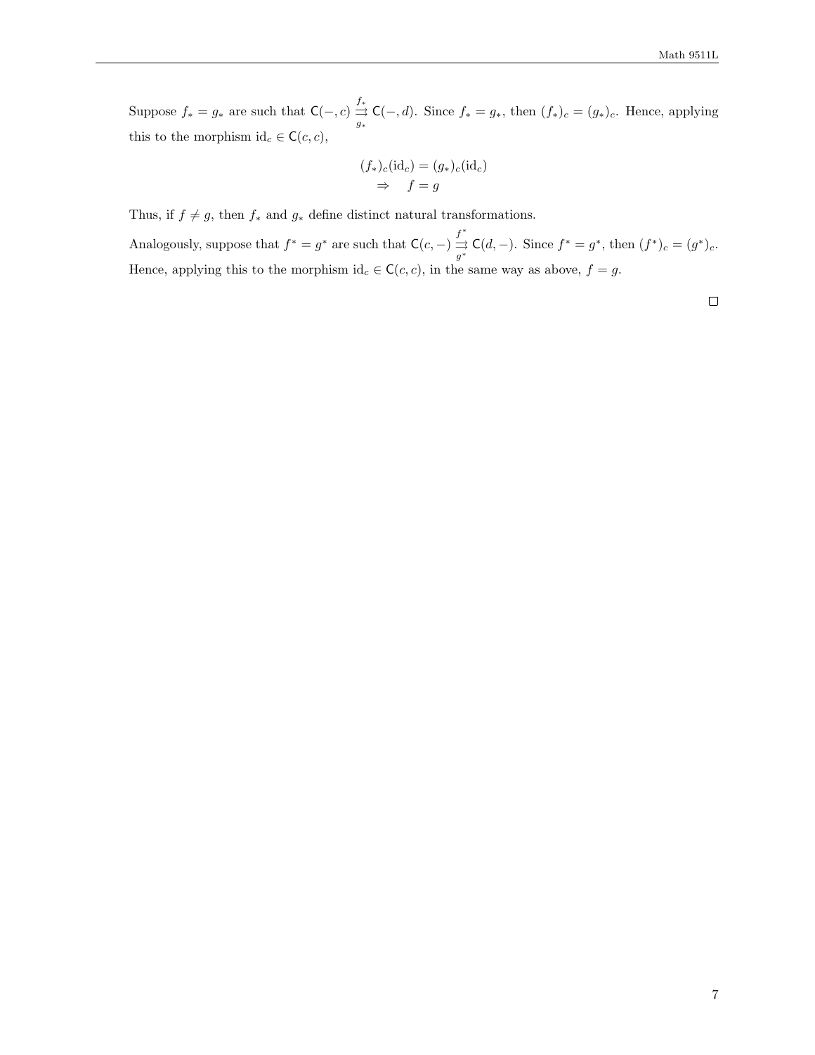Suppose $f_* = g_*$ are such that $\mathsf{C}(-,c) \overset{f_*}{\underset{g_*}{\rightrightarrows}} \mathsf{C}(-,d)$. Since $f_* = g_*$, then $(f_*)_c = (g_*)_c$. Hence, applying this to the morphism $\text{id}_c \in \mathsf{C}(c,c)$,

$$
\begin{aligned}
(f_*)_c(\text{id}_c) &= (g_*)_c(\text{id}_c) \\
\Rightarrow \quad f &= g
\end{aligned}
$$

Thus, if $f \neq g$, then $f_*$ and $g_*$ define distinct natural transformations.

Analogously, suppose that $f^* = g^*$ are such that $\mathsf{C}(c,-) \overset{f^*}{\underset{g^*}{\rightrightarrows}} \mathsf{C}(d,-)$. Since $f^* = g^*$, then $(f^*)_c = (g^*)_c$. Hence, applying this to the morphism $\text{id}_c \in \mathsf{C}(c,c)$, in the same way as above, $f = g$.

□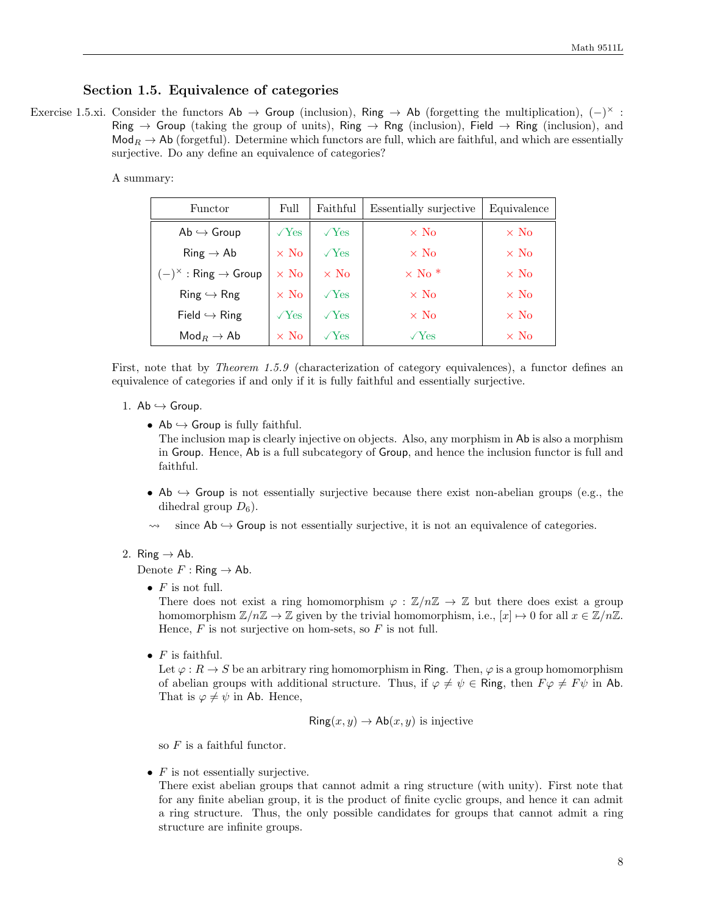## Section 1.5. Equivalence of categories

Exercise 1.5.xi. Consider the functors $\mathsf{Ab} \to \mathsf{Group}$ (inclusion), $\mathsf{Ring} \to \mathsf{Ab}$ (forgetting the multiplication), $(-)^\times : \mathsf{Ring} \to \mathsf{Group}$ (taking the group of units), $\mathsf{Ring} \to \mathsf{Rng}$ (inclusion), $\mathsf{Field} \to \mathsf{Ring}$ (inclusion), and $\mathsf{Mod}_R \to \mathsf{Ab}$ (forgetful). Determine which functors are full, which are faithful, and which are essentially surjective. Do any define an equivalence of categories?

A summary:

| Functor | Full | Faithful | Essentially surjective | Equivalence |
|---|---|---|---|---|
| $\mathsf{Ab} \hookrightarrow \mathsf{Group}$ | ✓Yes | ✓Yes | × No | × No |
| $\mathsf{Ring} \to \mathsf{Ab}$ | × No | ✓Yes | × No | × No |
| $(-)^\times : \mathsf{Ring} \to \mathsf{Group}$ | × No | × No | × No * | × No |
| $\mathsf{Ring} \hookrightarrow \mathsf{Rng}$ | × No | ✓Yes | × No | × No |
| $\mathsf{Field} \hookrightarrow \mathsf{Ring}$ | ✓Yes | ✓Yes | × No | × No |
| $\mathsf{Mod}_R \to \mathsf{Ab}$ | × No | ✓Yes | ✓Yes | × No |

First, note that by *Theorem 1.5.9* (characterization of category equivalences), a functor defines an equivalence of categories if and only if it is fully faithful and essentially surjective.

1. $\mathsf{Ab} \hookrightarrow \mathsf{Group}$.
   - $\mathsf{Ab} \hookrightarrow \mathsf{Group}$ is fully faithful.
     The inclusion map is clearly injective on objects. Also, any morphism in $\mathsf{Ab}$ is also a morphism in $\mathsf{Group}$. Hence, $\mathsf{Ab}$ is a full subcategory of $\mathsf{Group}$, and hence the inclusion functor is full and faithful.
   - $\mathsf{Ab} \hookrightarrow \mathsf{Group}$ is not essentially surjective because there exist non-abelian groups (e.g., the dihedral group $D_6$).

   $\rightsquigarrow$ since $\mathsf{Ab} \hookrightarrow \mathsf{Group}$ is not essentially surjective, it is not an equivalence of categories.

2. $\mathsf{Ring} \to \mathsf{Ab}$.
   Denote $F : \mathsf{Ring} \to \mathsf{Ab}$.
   - $F$ is not full.
     There does not exist a ring homomorphism $\varphi : \mathbb{Z}/n\mathbb{Z} \to \mathbb{Z}$ but there does exist a group homomorphism $\mathbb{Z}/n\mathbb{Z} \to \mathbb{Z}$ given by the trivial homomorphism, i.e., $[x] \mapsto 0$ for all $x \in \mathbb{Z}/n\mathbb{Z}$. Hence, $F$ is not surjective on hom-sets, so $F$ is not full.
   - $F$ is faithful.
     Let $\varphi : R \to S$ be an arbitrary ring homomorphism in $\mathsf{Ring}$. Then, $\varphi$ is a group homomorphism of abelian groups with additional structure. Thus, if $\varphi \neq \psi \in \mathsf{Ring}$, then $F\varphi \neq F\psi$ in $\mathsf{Ab}$. That is $\varphi \neq \psi$ in $\mathsf{Ab}$. Hence,

     $$\mathsf{Ring}(x, y) \to \mathsf{Ab}(x, y) \text{ is injective}$$

     so $F$ is a faithful functor.
   - $F$ is not essentially surjective.
     There exist abelian groups that cannot admit a ring structure (with unity). First note that for any finite abelian group, it is the product of finite cyclic groups, and hence it can admit a ring structure. Thus, the only possible candidates for groups that cannot admit a ring structure are infinite groups.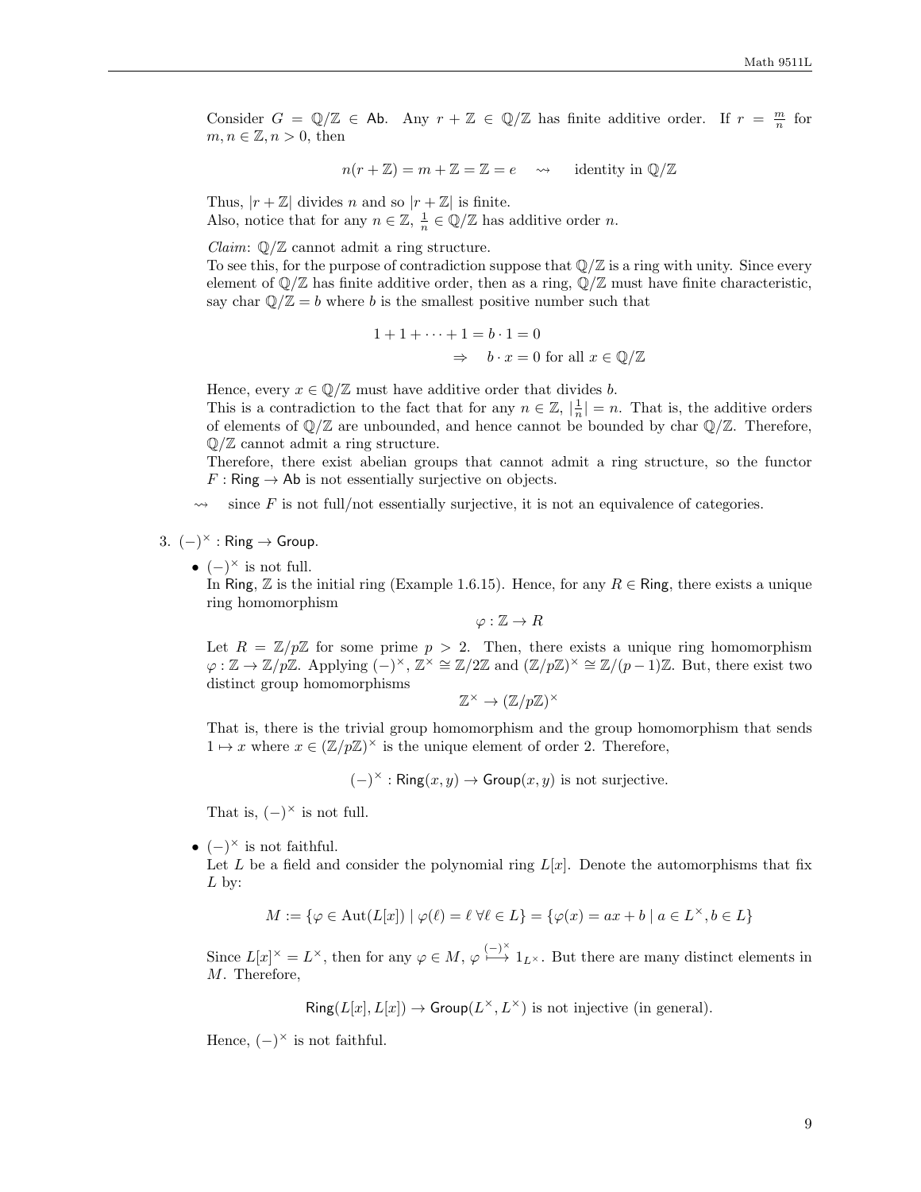Consider $G = \mathbb{Q}/\mathbb{Z} \in \mathsf{Ab}$. Any $r + \mathbb{Z} \in \mathbb{Q}/\mathbb{Z}$ has finite additive order. If $r = \frac{m}{n}$ for $m, n \in \mathbb{Z}, n > 0$, then

$$n(r + \mathbb{Z}) = m + \mathbb{Z} = \mathbb{Z} = e \quad \rightsquigarrow \quad \text{identity in } \mathbb{Q}/\mathbb{Z}$$

Thus, $|r + \mathbb{Z}|$ divides $n$ and so $|r + \mathbb{Z}|$ is finite.
Also, notice that for any $n \in \mathbb{Z}$, $\frac{1}{n} \in \mathbb{Q}/\mathbb{Z}$ has additive order $n$.

*Claim*: $\mathbb{Q}/\mathbb{Z}$ cannot admit a ring structure.
To see this, for the purpose of contradiction suppose that $\mathbb{Q}/\mathbb{Z}$ is a ring with unity. Since every element of $\mathbb{Q}/\mathbb{Z}$ has finite additive order, then as a ring, $\mathbb{Q}/\mathbb{Z}$ must have finite characteristic, say char $\mathbb{Q}/\mathbb{Z} = b$ where $b$ is the smallest positive number such that

$$\begin{aligned} 1 + 1 + \cdots + 1 = b \cdot 1 = 0 \\ \Rightarrow \quad b \cdot x = 0 \text{ for all } x \in \mathbb{Q}/\mathbb{Z} \end{aligned}$$

Hence, every $x \in \mathbb{Q}/\mathbb{Z}$ must have additive order that divides $b$.
This is a contradiction to the fact that for any $n \in \mathbb{Z}$, $|\frac{1}{n}| = n$. That is, the additive orders of elements of $\mathbb{Q}/\mathbb{Z}$ are unbounded, and hence cannot be bounded by char $\mathbb{Q}/\mathbb{Z}$. Therefore, $\mathbb{Q}/\mathbb{Z}$ cannot admit a ring structure.
Therefore, there exist abelian groups that cannot admit a ring structure, so the functor $F : \mathsf{Ring} \to \mathsf{Ab}$ is not essentially surjective on objects.

$\rightsquigarrow$ since $F$ is not full/not essentially surjective, it is not an equivalence of categories.

3. $(-)^\times : \mathsf{Ring} \to \mathsf{Group}$.

- $(-)^\times$ is not full.
  In $\mathsf{Ring}$, $\mathbb{Z}$ is the initial ring (Example 1.6.15). Hence, for any $R \in \mathsf{Ring}$, there exists a unique ring homomorphism

  $$\varphi : \mathbb{Z} \to R$$

  Let $R = \mathbb{Z}/p\mathbb{Z}$ for some prime $p > 2$. Then, there exists a unique ring homomorphism $\varphi : \mathbb{Z} \to \mathbb{Z}/p\mathbb{Z}$. Applying $(-)^\times$, $\mathbb{Z}^\times \cong \mathbb{Z}/2\mathbb{Z}$ and $(\mathbb{Z}/p\mathbb{Z})^\times \cong \mathbb{Z}/(p-1)\mathbb{Z}$. But, there exist two distinct group homomorphisms

  $$\mathbb{Z}^\times \to (\mathbb{Z}/p\mathbb{Z})^\times$$

  That is, there is the trivial group homomorphism and the group homomorphism that sends $1 \mapsto x$ where $x \in (\mathbb{Z}/p\mathbb{Z})^\times$ is the unique element of order 2. Therefore,

  $$(-)^\times : \mathsf{Ring}(x, y) \to \mathsf{Group}(x, y) \text{ is not surjective.}$$

  That is, $(-)^\times$ is not full.

- $(-)^\times$ is not faithful.
  Let $L$ be a field and consider the polynomial ring $L[x]$. Denote the automorphisms that fix $L$ by:

  $$M := \{\varphi \in \mathrm{Aut}(L[x]) \mid \varphi(\ell) = \ell \ \forall \ell \in L\} = \{\varphi(x) = ax + b \mid a \in L^\times, b \in L\}$$

  Since $L[x]^\times = L^\times$, then for any $\varphi \in M$, $\varphi \overset{(-)^\times}{\longmapsto} 1_{L^\times}$. But there are many distinct elements in $M$. Therefore,

  $$\mathsf{Ring}(L[x], L[x]) \to \mathsf{Group}(L^\times, L^\times) \text{ is not injective (in general).}$$

  Hence, $(-)^\times$ is not faithful.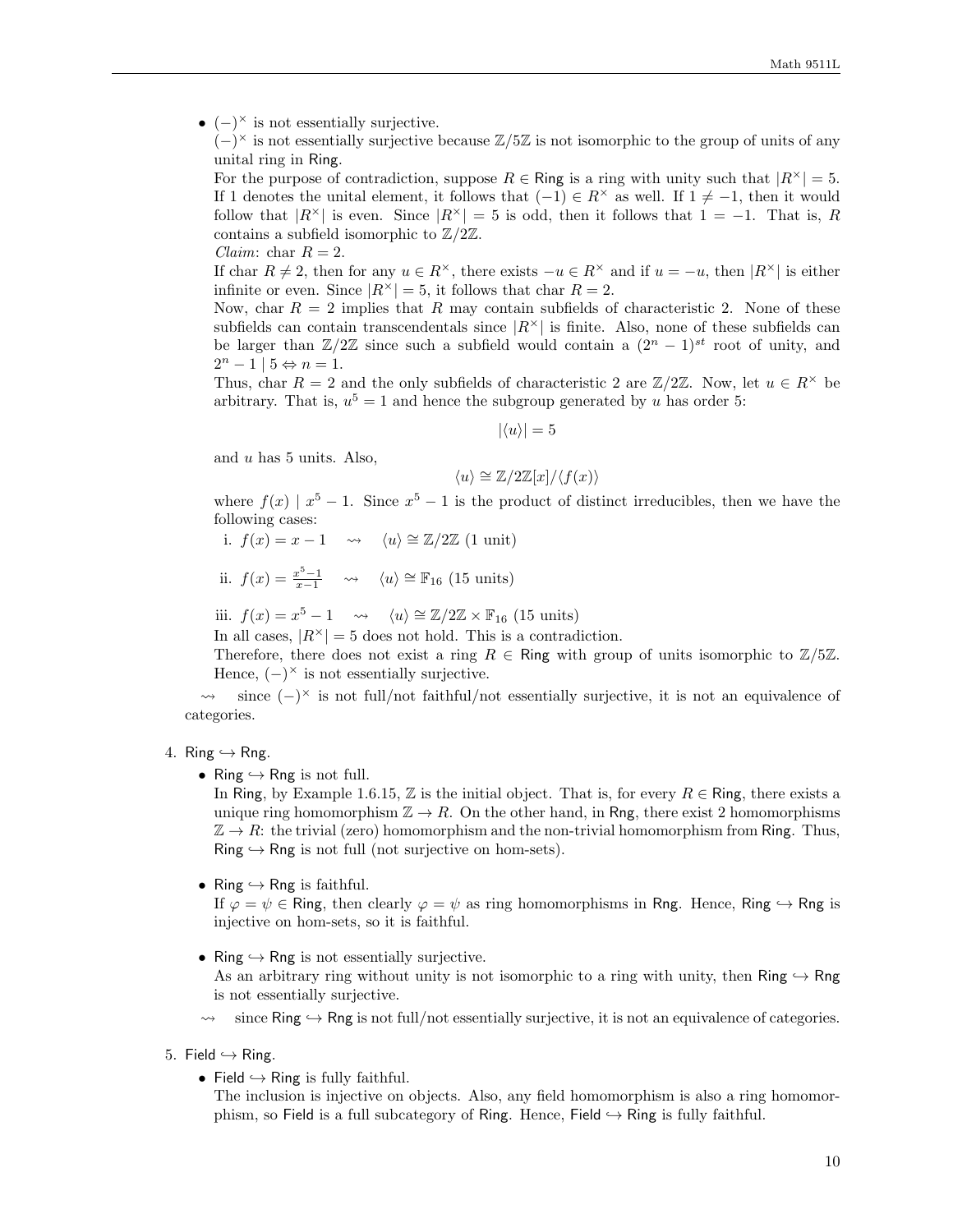- $(-)^{\times}$ is not essentially surjective.

  $(-)^{\times}$ is not essentially surjective because $\mathbb{Z}/5\mathbb{Z}$ is not isomorphic to the group of units of any unital ring in Ring.

  For the purpose of contradiction, suppose $R \in$ Ring is a ring with unity such that $|R^{\times}| = 5$. If 1 denotes the unital element, it follows that $(-1) \in R^{\times}$ as well. If $1 \neq -1$, then it would follow that $|R^{\times}|$ is even. Since $|R^{\times}| = 5$ is odd, then it follows that $1 = -1$. That is, $R$ contains a subfield isomorphic to $\mathbb{Z}/2\mathbb{Z}$.

  *Claim*: char $R = 2$.

  If char $R \neq 2$, then for any $u \in R^{\times}$, there exists $-u \in R^{\times}$ and if $u = -u$, then $|R^{\times}|$ is either infinite or even. Since $|R^{\times}| = 5$, it follows that char $R = 2$.

  Now, char $R = 2$ implies that $R$ may contain subfields of characteristic 2. None of these subfields can contain transcendentals since $|R^{\times}|$ is finite. Also, none of these subfields can be larger than $\mathbb{Z}/2\mathbb{Z}$ since such a subfield would contain a $(2^n - 1)^{st}$ root of unity, and $2^n - 1 \mid 5 \Leftrightarrow n = 1$.

  Thus, char $R = 2$ and the only subfields of characteristic 2 are $\mathbb{Z}/2\mathbb{Z}$. Now, let $u \in R^{\times}$ be arbitrary. That is, $u^5 = 1$ and hence the subgroup generated by $u$ has order 5:

  $$|\langle u \rangle| = 5$$

  and $u$ has 5 units. Also,

  $$\langle u \rangle \cong \mathbb{Z}/2\mathbb{Z}[x]/\langle f(x) \rangle$$

  where $f(x) \mid x^5 - 1$. Since $x^5 - 1$ is the product of distinct irreducibles, then we have the following cases:

  i. $f(x) = x - 1 \quad \rightsquigarrow \quad \langle u \rangle \cong \mathbb{Z}/2\mathbb{Z}$ (1 unit)

  ii. $f(x) = \frac{x^5-1}{x-1} \quad \rightsquigarrow \quad \langle u \rangle \cong \mathbb{F}_{16}$ (15 units)

  iii. $f(x) = x^5 - 1 \quad \rightsquigarrow \quad \langle u \rangle \cong \mathbb{Z}/2\mathbb{Z} \times \mathbb{F}_{16}$ (15 units)

  In all cases, $|R^{\times}| = 5$ does not hold. This is a contradiction.

  Therefore, there does not exist a ring $R \in$ Ring with group of units isomorphic to $\mathbb{Z}/5\mathbb{Z}$. Hence, $(-)^{\times}$ is not essentially surjective.

$\rightsquigarrow$ since $(-)^{\times}$ is not full/not faithful/not essentially surjective, it is not an equivalence of categories.

4. Ring $\hookrightarrow$ Rng.

   - Ring $\hookrightarrow$ Rng is not full.

     In Ring, by Example 1.6.15, $\mathbb{Z}$ is the initial object. That is, for every $R \in$ Ring, there exists a unique ring homomorphism $\mathbb{Z} \to R$. On the other hand, in Rng, there exist 2 homomorphisms $\mathbb{Z} \to R$: the trivial (zero) homomorphism and the non-trivial homomorphism from Ring. Thus, Ring $\hookrightarrow$ Rng is not full (not surjective on hom-sets).

   - Ring $\hookrightarrow$ Rng is faithful.

     If $\varphi = \psi \in$ Ring, then clearly $\varphi = \psi$ as ring homomorphisms in Rng. Hence, Ring $\hookrightarrow$ Rng is injective on hom-sets, so it is faithful.

   - Ring $\hookrightarrow$ Rng is not essentially surjective.

     As an arbitrary ring without unity is not isomorphic to a ring with unity, then Ring $\hookrightarrow$ Rng is not essentially surjective.

   $\rightsquigarrow$ since Ring $\hookrightarrow$ Rng is not full/not essentially surjective, it is not an equivalence of categories.

5. Field $\hookrightarrow$ Ring.

   - Field $\hookrightarrow$ Ring is fully faithful.

     The inclusion is injective on objects. Also, any field homomorphism is also a ring homomorphism, so Field is a full subcategory of Ring. Hence, Field $\hookrightarrow$ Ring is fully faithful.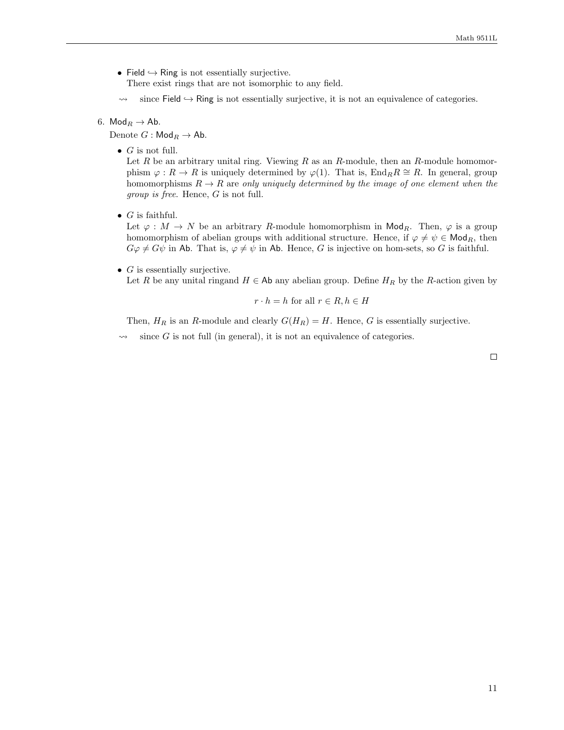- $\mathsf{Field} \hookrightarrow \mathsf{Ring}$ is not essentially surjective.
  There exist rings that are not isomorphic to any field.

$\rightsquigarrow$ since $\mathsf{Field} \hookrightarrow \mathsf{Ring}$ is not essentially surjective, it is not an equivalence of categories.

6. $\mathsf{Mod}_R \to \mathsf{Ab}$.
   Denote $G : \mathsf{Mod}_R \to \mathsf{Ab}$.

   - $G$ is not full.
     Let $R$ be an arbitrary unital ring. Viewing $R$ as an $R$-module, then an $R$-module homomorphism $\varphi : R \to R$ is uniquely determined by $\varphi(1)$. That is, $\mathrm{End}_R R \cong R$. In general, group homomorphisms $R \to R$ are *only uniquely determined by the image of one element when the group is free*. Hence, $G$ is not full.

   - $G$ is faithful.
     Let $\varphi : M \to N$ be an arbitrary $R$-module homomorphism in $\mathsf{Mod}_R$. Then, $\varphi$ is a group homomorphism of abelian groups with additional structure. Hence, if $\varphi \neq \psi \in \mathsf{Mod}_R$, then $G\varphi \neq G\psi$ in $\mathsf{Ab}$. That is, $\varphi \neq \psi$ in $\mathsf{Ab}$. Hence, $G$ is injective on hom-sets, so $G$ is faithful.

   - $G$ is essentially surjective.
     Let $R$ be any unital ringand $H \in \mathsf{Ab}$ any abelian group. Define $H_R$ by the $R$-action given by

     $$r \cdot h = h \text{ for all } r \in R, h \in H$$

     Then, $H_R$ is an $R$-module and clearly $G(H_R) = H$. Hence, $G$ is essentially surjective.

   $\rightsquigarrow$ since $G$ is not full (in general), it is not an equivalence of categories.

$\square$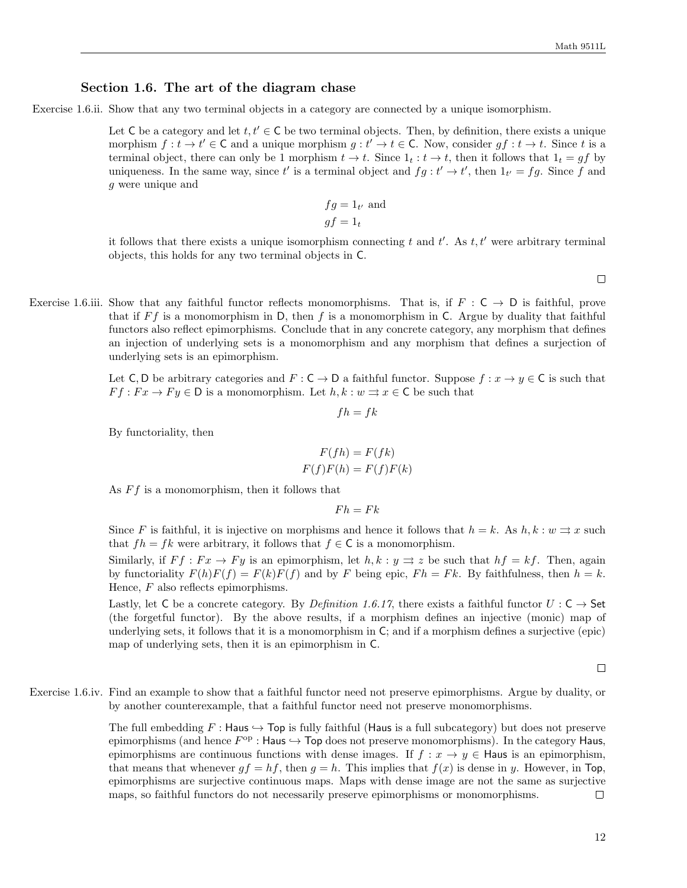## Section 1.6. The art of the diagram chase

Exercise 1.6.ii. Show that any two terminal objects in a category are connected by a unique isomorphism.

Let $\mathsf{C}$ be a category and let $t, t' \in \mathsf{C}$ be two terminal objects. Then, by definition, there exists a unique morphism $f : t \to t' \in \mathsf{C}$ and a unique morphism $g : t' \to t \in \mathsf{C}$. Now, consider $gf : t \to t$. Since $t$ is a terminal object, there can only be 1 morphism $t \to t$. Since $1_t : t \to t$, then it follows that $1_t = gf$ by uniqueness. In the same way, since $t'$ is a terminal object and $fg : t' \to t'$, then $1_{t'} = fg$. Since $f$ and $g$ were unique and

$$fg = 1_{t'} \text{ and}$$
$$gf = 1_t$$

it follows that there exists a unique isomorphism connecting $t$ and $t'$. As $t, t'$ were arbitrary terminal objects, this holds for any two terminal objects in $\mathsf{C}$.

□

Exercise 1.6.iii. Show that any faithful functor reflects monomorphisms. That is, if $F : \mathsf{C} \to \mathsf{D}$ is faithful, prove that if $Ff$ is a monomorphism in $\mathsf{D}$, then $f$ is a monomorphism in $\mathsf{C}$. Argue by duality that faithful functors also reflect epimorphisms. Conclude that in any concrete category, any morphism that defines an injection of underlying sets is a monomorphism and any morphism that defines a surjection of underlying sets is an epimorphism.

Let $\mathsf{C}, \mathsf{D}$ be arbitrary categories and $F : \mathsf{C} \to \mathsf{D}$ a faithful functor. Suppose $f : x \to y \in \mathsf{C}$ is such that $Ff : Fx \to Fy \in \mathsf{D}$ is a monomorphism. Let $h, k : w \rightrightarrows x \in \mathsf{C}$ be such that

$$fh = fk$$

By functoriality, then

$$F(fh) = F(fk)$$
$$F(f)F(h) = F(f)F(k)$$

As $Ff$ is a monomorphism, then it follows that

$$Fh = Fk$$

Since $F$ is faithful, it is injective on morphisms and hence it follows that $h = k$. As $h, k : w \rightrightarrows x$ such that $fh = fk$ were arbitrary, it follows that $f \in \mathsf{C}$ is a monomorphism.

Similarly, if $Ff : Fx \to Fy$ is an epimorphism, let $h, k : y \rightrightarrows z$ be such that $hf = kf$. Then, again by functoriality $F(h)F(f) = F(k)F(f)$ and by $F$ being epic, $Fh = Fk$. By faithfulness, then $h = k$. Hence, $F$ also reflects epimorphisms.

Lastly, let $\mathsf{C}$ be a concrete category. By *Definition 1.6.17*, there exists a faithful functor $U : \mathsf{C} \to \mathsf{Set}$ (the forgetful functor). By the above results, if a morphism defines an injective (monic) map of underlying sets, it follows that it is a monomorphism in $\mathsf{C}$; and if a morphism defines a surjective (epic) map of underlying sets, then it is an epimorphism in $\mathsf{C}$.

□

Exercise 1.6.iv. Find an example to show that a faithful functor need not preserve epimorphisms. Argue by duality, or by another counterexample, that a faithful functor need not preserve monomorphisms.

The full embedding $F : \mathsf{Haus} \hookrightarrow \mathsf{Top}$ is fully faithful ($\mathsf{Haus}$ is a full subcategory) but does not preserve epimorphisms (and hence $F^{\text{op}} : \mathsf{Haus} \hookrightarrow \mathsf{Top}$ does not preserve monomorphisms). In the category $\mathsf{Haus}$, epimorphisms are continuous functions with dense images. If $f : x \to y \in \mathsf{Haus}$ is an epimorphism, that means that whenever $gf = hf$, then $g = h$. This implies that $f(x)$ is dense in $y$. However, in $\mathsf{Top}$, epimorphisms are surjective continuous maps. Maps with dense image are not the same as surjective maps, so faithful functors do not necessarily preserve epimorphisms or monomorphisms. □